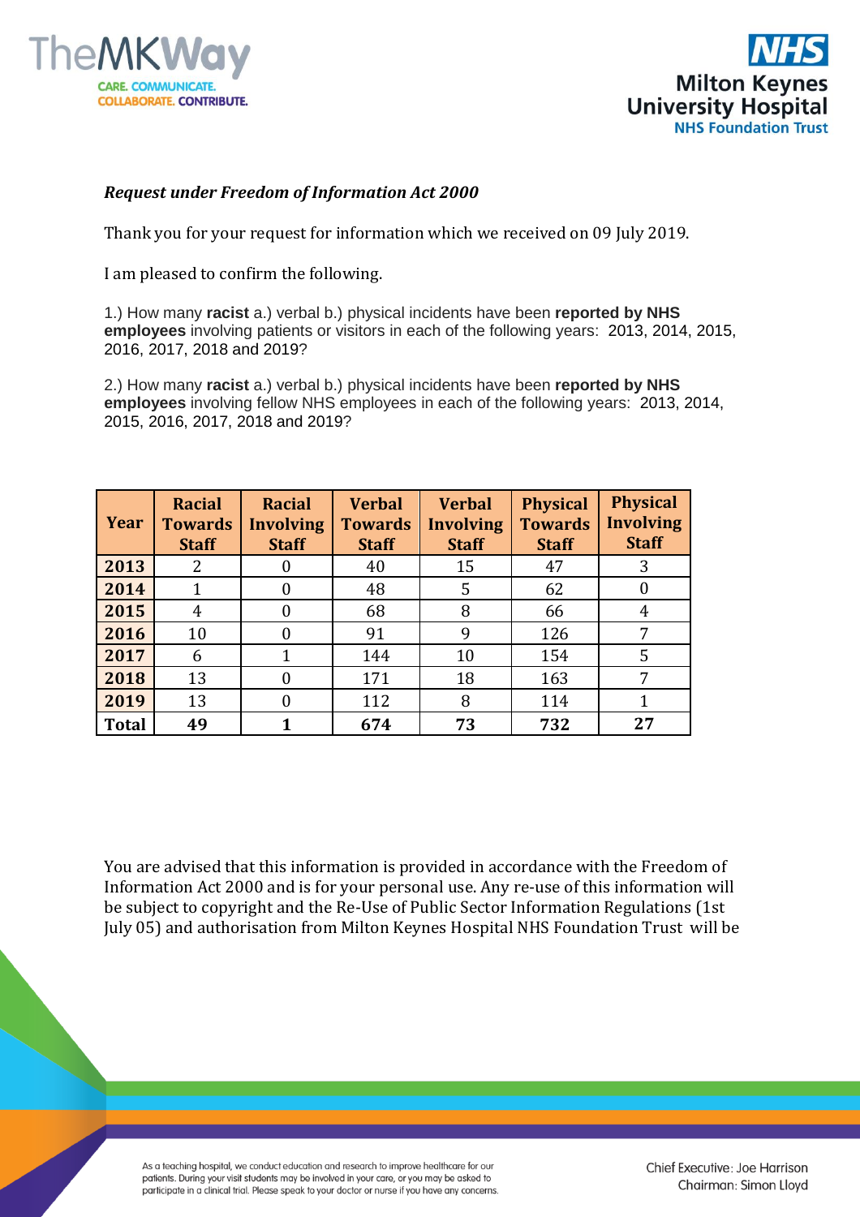*Request under Freedom of Information Act 2000*

Thank you for your request for information which we received on 09 July 2019.

I am pleased to confirm the following.

1.) How many **racist** a.) verbal b.) physical incidents have been **reported by NHS employees** involving patients or visitors in each of the following years: 2013, 2014, 2015, 2016, 2017, 2018 and 2019?

2.) How many **racist** a.) verbal b.) physical incidents have been **reported by NHS employees** involving fellow NHS employees in each of the following years: 2013, 2014, 2015, 2016, 2017, 2018 and 2019?

| Year | Racial Towards Staff | Racial Involving Staff | Verbal Towards Staff | Verbal Involving Staff | Physical Towards Staff | Physical Involving Staff |
|---|---|---|---|---|---|---|
| **2013** | 2 | 0 | 40 | 15 | 47 | 3 |
| **2014** | 1 | 0 | 48 | 5 | 62 | 0 |
| **2015** | 4 | 0 | 68 | 8 | 66 | 4 |
| **2016** | 10 | 0 | 91 | 9 | 126 | 7 |
| **2017** | 6 | 1 | 144 | 10 | 154 | 5 |
| **2018** | 13 | 0 | 171 | 18 | 163 | 7 |
| **2019** | 13 | 0 | 112 | 8 | 114 | 1 |
| **Total** | **49** | **1** | **674** | **73** | **732** | **27** |

You are advised that this information is provided in accordance with the Freedom of Information Act 2000 and is for your personal use. Any re-use of this information will be subject to copyright and the Re-Use of Public Sector Information Regulations (1st July 05) and authorisation from Milton Keynes Hospital NHS Foundation Trust will be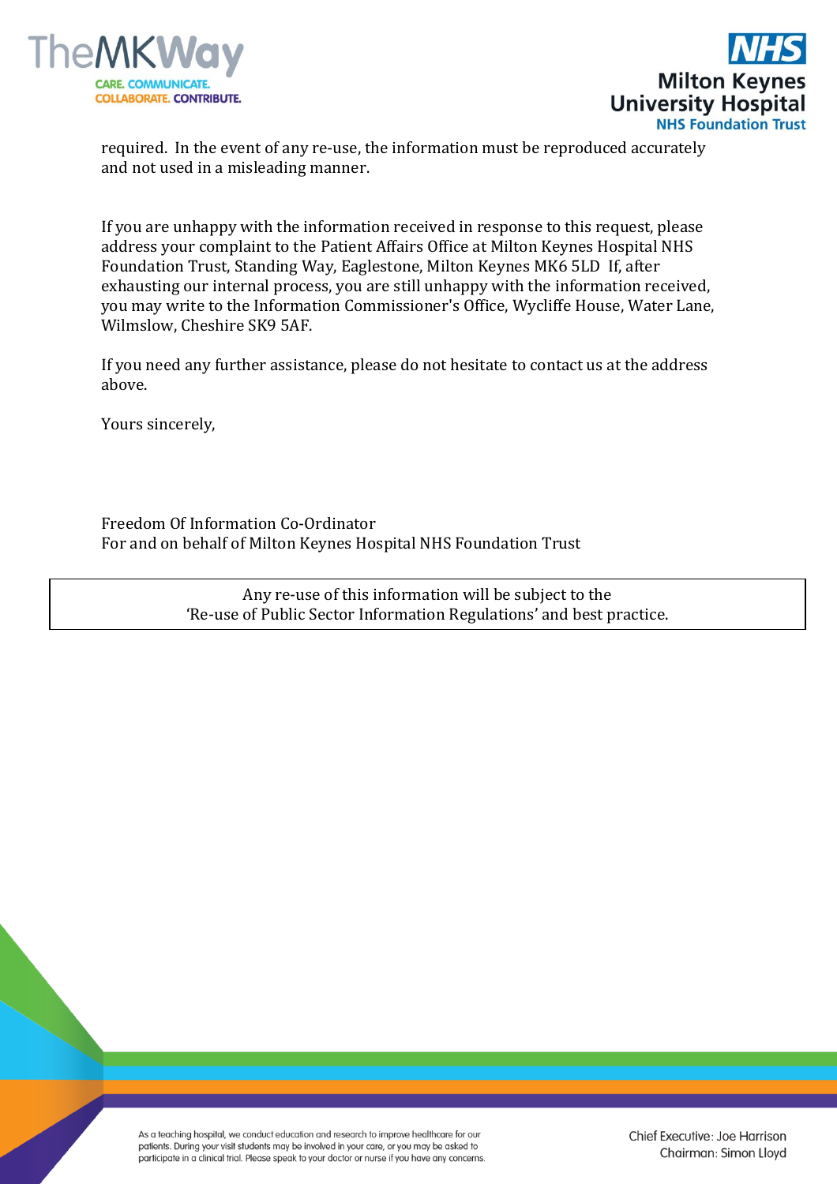required. In the event of any re-use, the information must be reproduced accurately and not used in a misleading manner.

If you are unhappy with the information received in response to this request, please address your complaint to the Patient Affairs Office at Milton Keynes Hospital NHS Foundation Trust, Standing Way, Eaglestone, Milton Keynes MK6 5LD If, after exhausting our internal process, you are still unhappy with the information received, you may write to the Information Commissioner's Office, Wycliffe House, Water Lane, Wilmslow, Cheshire SK9 5AF.

If you need any further assistance, please do not hesitate to contact us at the address above.

Yours sincerely,

Freedom Of Information Co-Ordinator
For and on behalf of Milton Keynes Hospital NHS Foundation Trust

Any re-use of this information will be subject to the 'Re-use of Public Sector Information Regulations' and best practice.